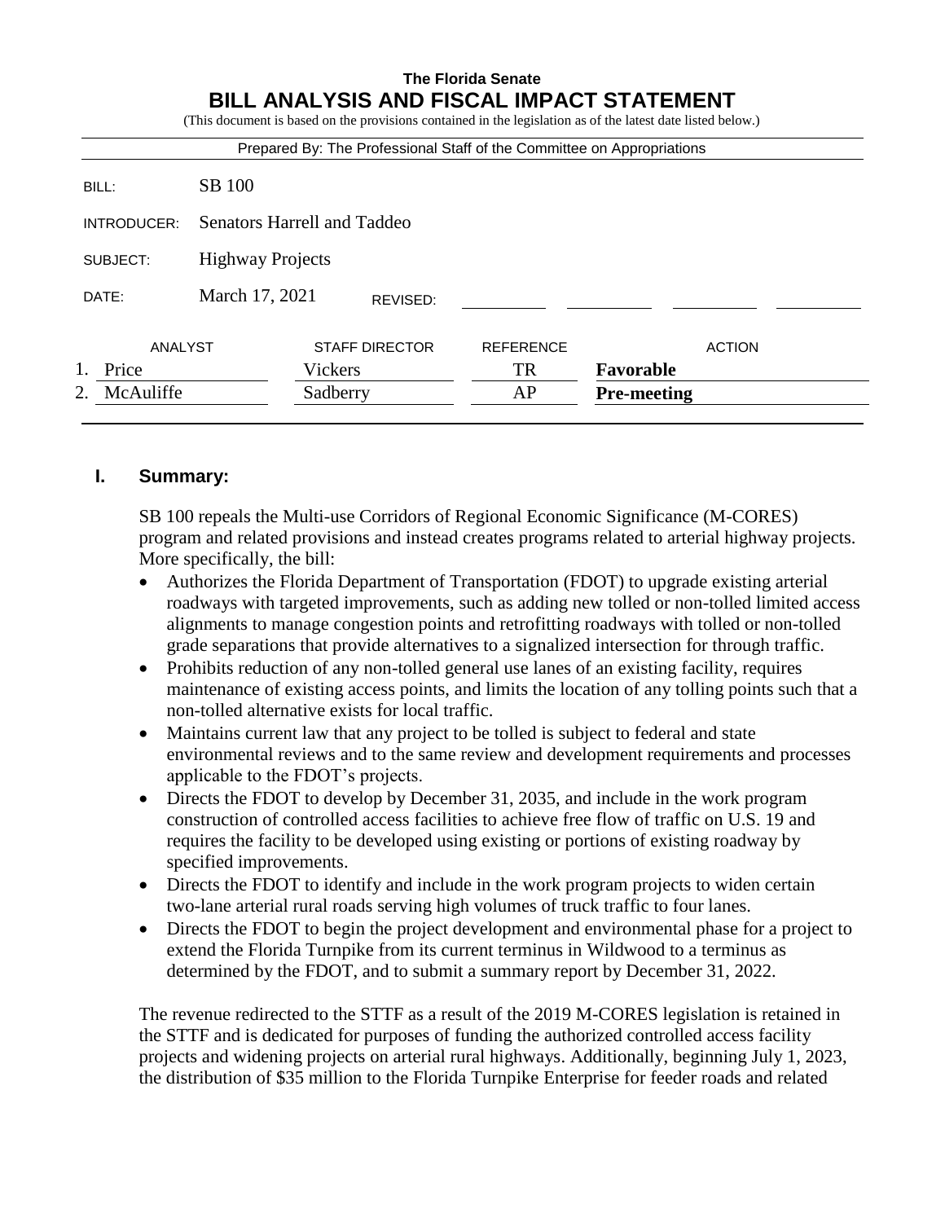**The Florida Senate**

# BILL ANALYSIS AND FISCAL IMPACT STATEMENT

(This document is based on the provisions contained in the legislation as of the latest date listed below.)

Prepared By: The Professional Staff of the Committee on Appropriations

| | |
|---|---|
| BILL: | SB 100 |
| INTRODUCER: | Senators Harrell and Taddeo |
| SUBJECT: | Highway Projects |
| DATE: | March 17, 2021 REVISED: |

| | ANALYST | STAFF DIRECTOR | REFERENCE | ACTION |
|---|---|---|---|---|
| 1. | Price | Vickers | TR | **Favorable** |
| 2. | McAuliffe | Sadberry | AP | **Pre-meeting** |

## I. Summary:

SB 100 repeals the Multi-use Corridors of Regional Economic Significance (M-CORES) program and related provisions and instead creates programs related to arterial highway projects. More specifically, the bill:

- Authorizes the Florida Department of Transportation (FDOT) to upgrade existing arterial roadways with targeted improvements, such as adding new tolled or non-tolled limited access alignments to manage congestion points and retrofitting roadways with tolled or non-tolled grade separations that provide alternatives to a signalized intersection for through traffic.
- Prohibits reduction of any non-tolled general use lanes of an existing facility, requires maintenance of existing access points, and limits the location of any tolling points such that a non-tolled alternative exists for local traffic.
- Maintains current law that any project to be tolled is subject to federal and state environmental reviews and to the same review and development requirements and processes applicable to the FDOT's projects.
- Directs the FDOT to develop by December 31, 2035, and include in the work program construction of controlled access facilities to achieve free flow of traffic on U.S. 19 and requires the facility to be developed using existing or portions of existing roadway by specified improvements.
- Directs the FDOT to identify and include in the work program projects to widen certain two-lane arterial rural roads serving high volumes of truck traffic to four lanes.
- Directs the FDOT to begin the project development and environmental phase for a project to extend the Florida Turnpike from its current terminus in Wildwood to a terminus as determined by the FDOT, and to submit a summary report by December 31, 2022.

The revenue redirected to the STTF as a result of the 2019 M-CORES legislation is retained in the STTF and is dedicated for purposes of funding the authorized controlled access facility projects and widening projects on arterial rural highways. Additionally, beginning July 1, 2023, the distribution of $35 million to the Florida Turnpike Enterprise for feeder roads and related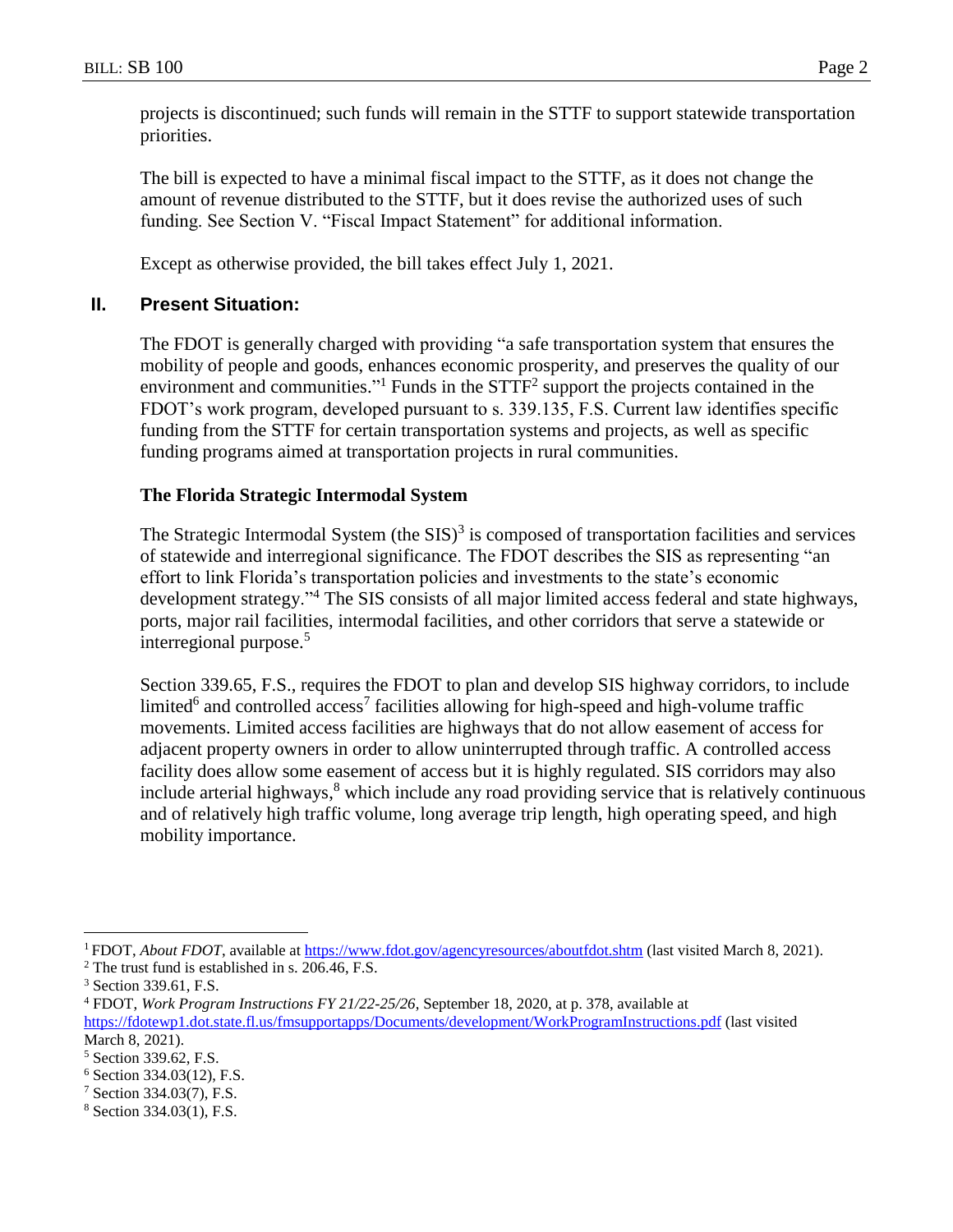projects is discontinued; such funds will remain in the STTF to support statewide transportation priorities.

The bill is expected to have a minimal fiscal impact to the STTF, as it does not change the amount of revenue distributed to the STTF, but it does revise the authorized uses of such funding. See Section V. "Fiscal Impact Statement" for additional information.

Except as otherwise provided, the bill takes effect July 1, 2021.

## II. Present Situation:

The FDOT is generally charged with providing "a safe transportation system that ensures the mobility of people and goods, enhances economic prosperity, and preserves the quality of our environment and communities."[1] Funds in the STTF[2] support the projects contained in the FDOT's work program, developed pursuant to s. 339.135, F.S. Current law identifies specific funding from the STTF for certain transportation systems and projects, as well as specific funding programs aimed at transportation projects in rural communities.

### The Florida Strategic Intermodal System

The Strategic Intermodal System (the SIS)[3] is composed of transportation facilities and services of statewide and interregional significance. The FDOT describes the SIS as representing "an effort to link Florida's transportation policies and investments to the state's economic development strategy."[4] The SIS consists of all major limited access federal and state highways, ports, major rail facilities, intermodal facilities, and other corridors that serve a statewide or interregional purpose.[5]

Section 339.65, F.S., requires the FDOT to plan and develop SIS highway corridors, to include limited[6] and controlled access[7] facilities allowing for high-speed and high-volume traffic movements. Limited access facilities are highways that do not allow easement of access for adjacent property owners in order to allow uninterrupted through traffic. A controlled access facility does allow some easement of access but it is highly regulated. SIS corridors may also include arterial highways,[8] which include any road providing service that is relatively continuous and of relatively high traffic volume, long average trip length, high operating speed, and high mobility importance.

---

[1] FDOT, *About FDOT*, available at https://www.fdot.gov/agencyresources/aboutfdot.shtm (last visited March 8, 2021).

[2] The trust fund is established in s. 206.46, F.S.

[3] Section 339.61, F.S.

[4] FDOT, *Work Program Instructions FY 21/22-25/26*, September 18, 2020, at p. 378, available at https://fdotewp1.dot.state.fl.us/fmsupportapps/Documents/development/WorkProgramInstructions.pdf (last visited March 8, 2021).

[5] Section 339.62, F.S.

[6] Section 334.03(12), F.S.

[7] Section 334.03(7), F.S.

[8] Section 334.03(1), F.S.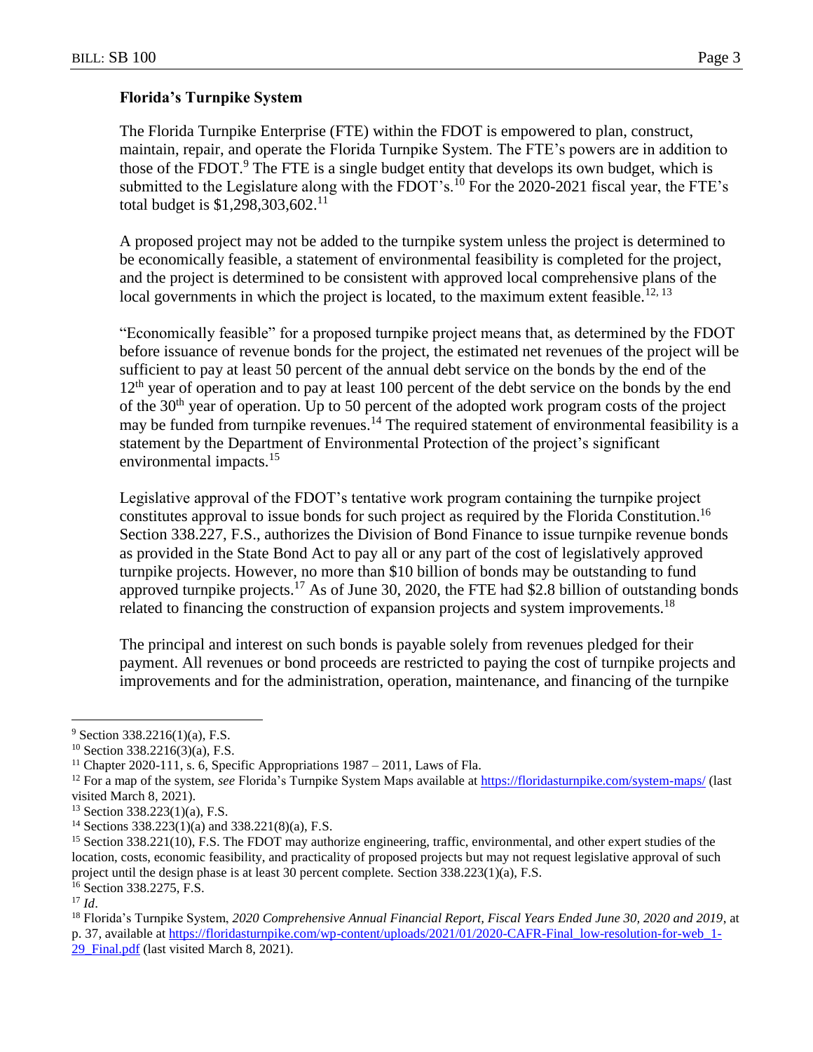**Florida's Turnpike System**

The Florida Turnpike Enterprise (FTE) within the FDOT is empowered to plan, construct, maintain, repair, and operate the Florida Turnpike System. The FTE's powers are in addition to those of the FDOT.[9] The FTE is a single budget entity that develops its own budget, which is submitted to the Legislature along with the FDOT's.[10] For the 2020-2021 fiscal year, the FTE's total budget is $1,298,303,602.[11]

A proposed project may not be added to the turnpike system unless the project is determined to be economically feasible, a statement of environmental feasibility is completed for the project, and the project is determined to be consistent with approved local comprehensive plans of the local governments in which the project is located, to the maximum extent feasible.[12, 13]

"Economically feasible" for a proposed turnpike project means that, as determined by the FDOT before issuance of revenue bonds for the project, the estimated net revenues of the project will be sufficient to pay at least 50 percent of the annual debt service on the bonds by the end of the 12th year of operation and to pay at least 100 percent of the debt service on the bonds by the end of the 30th year of operation. Up to 50 percent of the adopted work program costs of the project may be funded from turnpike revenues.[14] The required statement of environmental feasibility is a statement by the Department of Environmental Protection of the project's significant environmental impacts.[15]

Legislative approval of the FDOT's tentative work program containing the turnpike project constitutes approval to issue bonds for such project as required by the Florida Constitution.[16] Section 338.227, F.S., authorizes the Division of Bond Finance to issue turnpike revenue bonds as provided in the State Bond Act to pay all or any part of the cost of legislatively approved turnpike projects. However, no more than $10 billion of bonds may be outstanding to fund approved turnpike projects.[17] As of June 30, 2020, the FTE had $2.8 billion of outstanding bonds related to financing the construction of expansion projects and system improvements.[18]

The principal and interest on such bonds is payable solely from revenues pledged for their payment. All revenues or bond proceeds are restricted to paying the cost of turnpike projects and improvements and for the administration, operation, maintenance, and financing of the turnpike

---

[9] Section 338.2216(1)(a), F.S.

[10] Section 338.2216(3)(a), F.S.

[11] Chapter 2020-111, s. 6, Specific Appropriations 1987 – 2011, Laws of Fla.

[12] For a map of the system, *see* Florida's Turnpike System Maps available at https://floridasturnpike.com/system-maps/ (last visited March 8, 2021).

[13] Section 338.223(1)(a), F.S.

[14] Sections 338.223(1)(a) and 338.221(8)(a), F.S.

[15] Section 338.221(10), F.S. The FDOT may authorize engineering, traffic, environmental, and other expert studies of the location, costs, economic feasibility, and practicality of proposed projects but may not request legislative approval of such project until the design phase is at least 30 percent complete. Section 338.223(1)(a), F.S.

[16] Section 338.2275, F.S.

[17] *Id*.

[18] Florida's Turnpike System, *2020 Comprehensive Annual Financial Report, Fiscal Years Ended June 30, 2020 and 2019*, at p. 37, available at https://floridasturnpike.com/wp-content/uploads/2021/01/2020-CAFR-Final_low-resolution-for-web_1-29_Final.pdf (last visited March 8, 2021).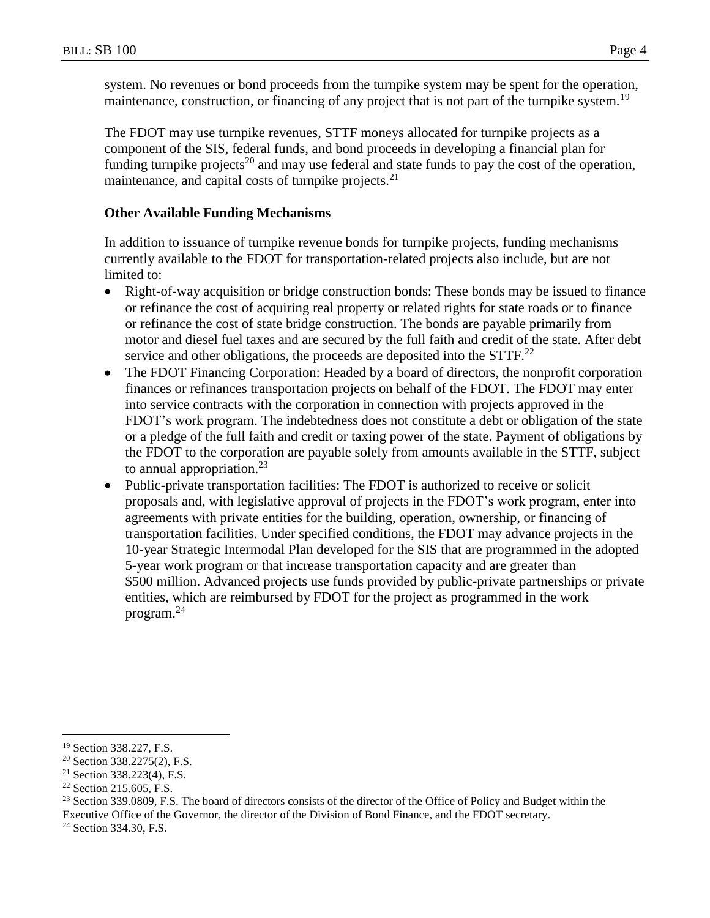system. No revenues or bond proceeds from the turnpike system may be spent for the operation, maintenance, construction, or financing of any project that is not part of the turnpike system.[19]

The FDOT may use turnpike revenues, STTF moneys allocated for turnpike projects as a component of the SIS, federal funds, and bond proceeds in developing a financial plan for funding turnpike projects[20] and may use federal and state funds to pay the cost of the operation, maintenance, and capital costs of turnpike projects.[21]

**Other Available Funding Mechanisms**

In addition to issuance of turnpike revenue bonds for turnpike projects, funding mechanisms currently available to the FDOT for transportation-related projects also include, but are not limited to:

- Right-of-way acquisition or bridge construction bonds: These bonds may be issued to finance or refinance the cost of acquiring real property or related rights for state roads or to finance or refinance the cost of state bridge construction. The bonds are payable primarily from motor and diesel fuel taxes and are secured by the full faith and credit of the state. After debt service and other obligations, the proceeds are deposited into the STTF.[22]
- The FDOT Financing Corporation: Headed by a board of directors, the nonprofit corporation finances or refinances transportation projects on behalf of the FDOT. The FDOT may enter into service contracts with the corporation in connection with projects approved in the FDOT's work program. The indebtedness does not constitute a debt or obligation of the state or a pledge of the full faith and credit or taxing power of the state. Payment of obligations by the FDOT to the corporation are payable solely from amounts available in the STTF, subject to annual appropriation.[23]
- Public-private transportation facilities: The FDOT is authorized to receive or solicit proposals and, with legislative approval of projects in the FDOT's work program, enter into agreements with private entities for the building, operation, ownership, or financing of transportation facilities. Under specified conditions, the FDOT may advance projects in the 10-year Strategic Intermodal Plan developed for the SIS that are programmed in the adopted 5-year work program or that increase transportation capacity and are greater than $500 million. Advanced projects use funds provided by public-private partnerships or private entities, which are reimbursed by FDOT for the project as programmed in the work program.[24]

---

[19] Section 338.227, F.S.

[20] Section 338.2275(2), F.S.

[21] Section 338.223(4), F.S.

[22] Section 215.605, F.S.

[23] Section 339.0809, F.S. The board of directors consists of the director of the Office of Policy and Budget within the Executive Office of the Governor, the director of the Division of Bond Finance, and the FDOT secretary.

[24] Section 334.30, F.S.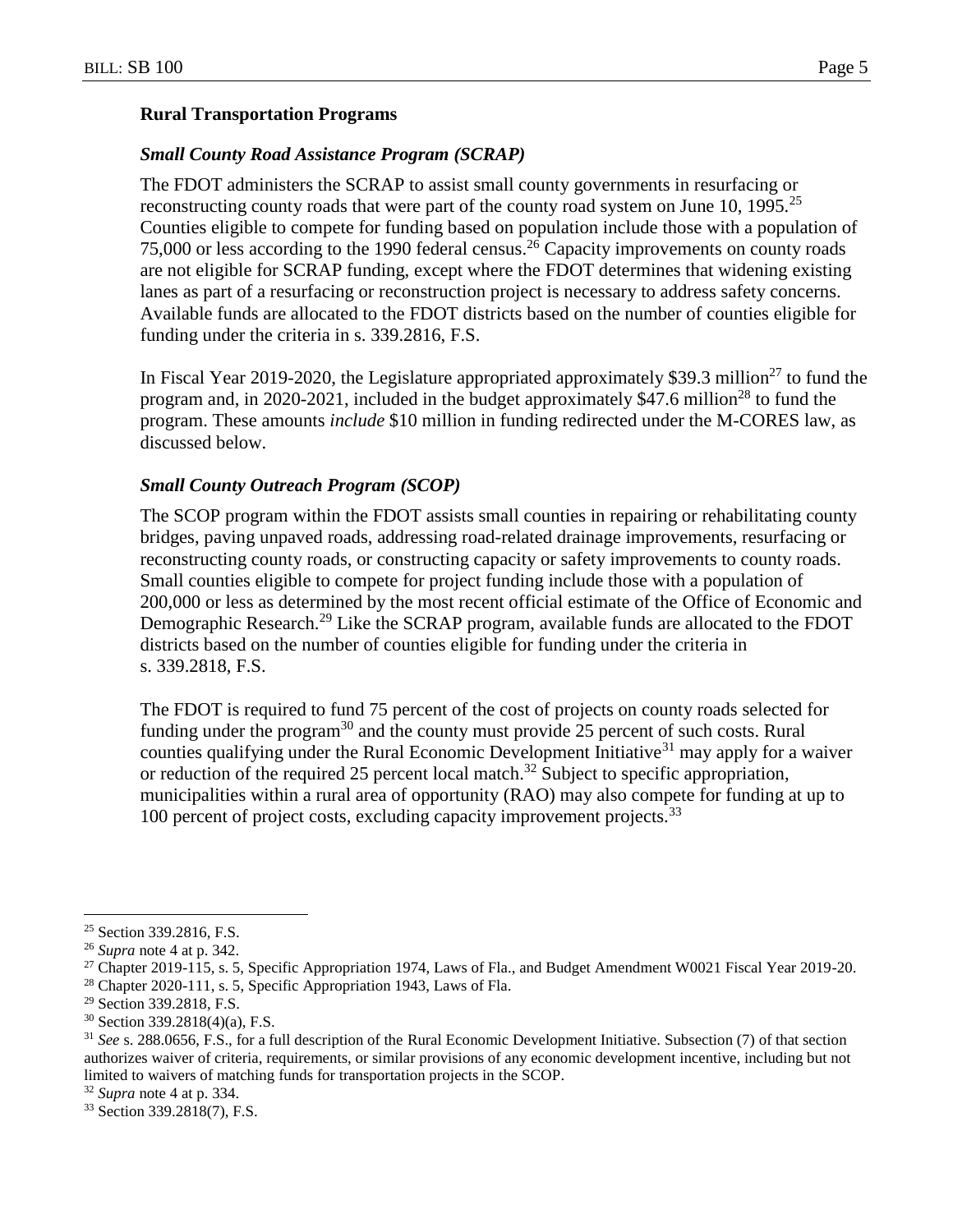### Rural Transportation Programs

#### *Small County Road Assistance Program (SCRAP)*

The FDOT administers the SCRAP to assist small county governments in resurfacing or reconstructing county roads that were part of the county road system on June 10, 1995.[25] Counties eligible to compete for funding based on population include those with a population of 75,000 or less according to the 1990 federal census.[26] Capacity improvements on county roads are not eligible for SCRAP funding, except where the FDOT determines that widening existing lanes as part of a resurfacing or reconstruction project is necessary to address safety concerns. Available funds are allocated to the FDOT districts based on the number of counties eligible for funding under the criteria in s. 339.2816, F.S.

In Fiscal Year 2019-2020, the Legislature appropriated approximately $39.3 million[27] to fund the program and, in 2020-2021, included in the budget approximately $47.6 million[28] to fund the program. These amounts *include* $10 million in funding redirected under the M-CORES law, as discussed below.

#### *Small County Outreach Program (SCOP)*

The SCOP program within the FDOT assists small counties in repairing or rehabilitating county bridges, paving unpaved roads, addressing road-related drainage improvements, resurfacing or reconstructing county roads, or constructing capacity or safety improvements to county roads. Small counties eligible to compete for project funding include those with a population of 200,000 or less as determined by the most recent official estimate of the Office of Economic and Demographic Research.[29] Like the SCRAP program, available funds are allocated to the FDOT districts based on the number of counties eligible for funding under the criteria in s. 339.2818, F.S.

The FDOT is required to fund 75 percent of the cost of projects on county roads selected for funding under the program[30] and the county must provide 25 percent of such costs. Rural counties qualifying under the Rural Economic Development Initiative[31] may apply for a waiver or reduction of the required 25 percent local match.[32] Subject to specific appropriation, municipalities within a rural area of opportunity (RAO) may also compete for funding at up to 100 percent of project costs, excluding capacity improvement projects.[33]

---

[25] Section 339.2816, F.S.

[26] *Supra* note 4 at p. 342.

[27] Chapter 2019-115, s. 5, Specific Appropriation 1974, Laws of Fla., and Budget Amendment W0021 Fiscal Year 2019-20.

[28] Chapter 2020-111, s. 5, Specific Appropriation 1943, Laws of Fla.

[29] Section 339.2818, F.S.

[30] Section 339.2818(4)(a), F.S.

[31] *See* s. 288.0656, F.S., for a full description of the Rural Economic Development Initiative. Subsection (7) of that section authorizes waiver of criteria, requirements, or similar provisions of any economic development incentive, including but not limited to waivers of matching funds for transportation projects in the SCOP.

[32] *Supra* note 4 at p. 334.

[33] Section 339.2818(7), F.S.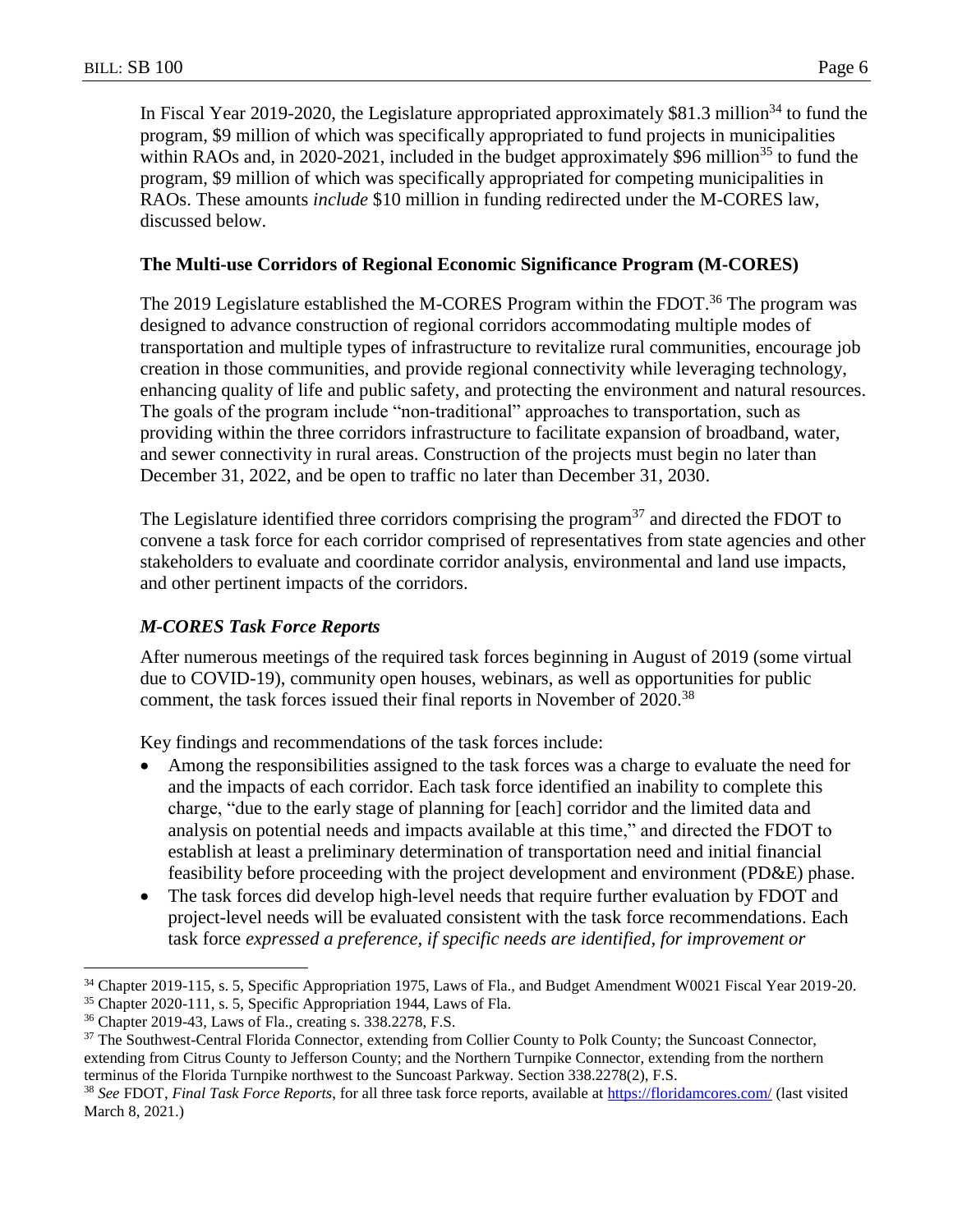In Fiscal Year 2019-2020, the Legislature appropriated approximately $81.3 million[34] to fund the program, $9 million of which was specifically appropriated to fund projects in municipalities within RAOs and, in 2020-2021, included in the budget approximately $96 million[35] to fund the program, $9 million of which was specifically appropriated for competing municipalities in RAOs. These amounts *include* $10 million in funding redirected under the M-CORES law, discussed below.

**The Multi-use Corridors of Regional Economic Significance Program (M-CORES)**

The 2019 Legislature established the M-CORES Program within the FDOT.[36] The program was designed to advance construction of regional corridors accommodating multiple modes of transportation and multiple types of infrastructure to revitalize rural communities, encourage job creation in those communities, and provide regional connectivity while leveraging technology, enhancing quality of life and public safety, and protecting the environment and natural resources. The goals of the program include "non-traditional" approaches to transportation, such as providing within the three corridors infrastructure to facilitate expansion of broadband, water, and sewer connectivity in rural areas. Construction of the projects must begin no later than December 31, 2022, and be open to traffic no later than December 31, 2030.

The Legislature identified three corridors comprising the program[37] and directed the FDOT to convene a task force for each corridor comprised of representatives from state agencies and other stakeholders to evaluate and coordinate corridor analysis, environmental and land use impacts, and other pertinent impacts of the corridors.

***M-CORES Task Force Reports***

After numerous meetings of the required task forces beginning in August of 2019 (some virtual due to COVID-19), community open houses, webinars, as well as opportunities for public comment, the task forces issued their final reports in November of 2020.[38]

Key findings and recommendations of the task forces include:

- Among the responsibilities assigned to the task forces was a charge to evaluate the need for and the impacts of each corridor. Each task force identified an inability to complete this charge, "due to the early stage of planning for [each] corridor and the limited data and analysis on potential needs and impacts available at this time," and directed the FDOT to establish at least a preliminary determination of transportation need and initial financial feasibility before proceeding with the project development and environment (PD&E) phase.
- The task forces did develop high-level needs that require further evaluation by FDOT and project-level needs will be evaluated consistent with the task force recommendations. Each task force *expressed a preference, if specific needs are identified, for improvement or*

---

[34] Chapter 2019-115, s. 5, Specific Appropriation 1975, Laws of Fla., and Budget Amendment W0021 Fiscal Year 2019-20.

[35] Chapter 2020-111, s. 5, Specific Appropriation 1944, Laws of Fla.

[36] Chapter 2019-43, Laws of Fla., creating s. 338.2278, F.S.

[37] The Southwest-Central Florida Connector, extending from Collier County to Polk County; the Suncoast Connector, extending from Citrus County to Jefferson County; and the Northern Turnpike Connector, extending from the northern terminus of the Florida Turnpike northwest to the Suncoast Parkway. Section 338.2278(2), F.S.

[38] *See* FDOT, *Final Task Force Reports*, for all three task force reports, available at https://floridamcores.com/ (last visited March 8, 2021.)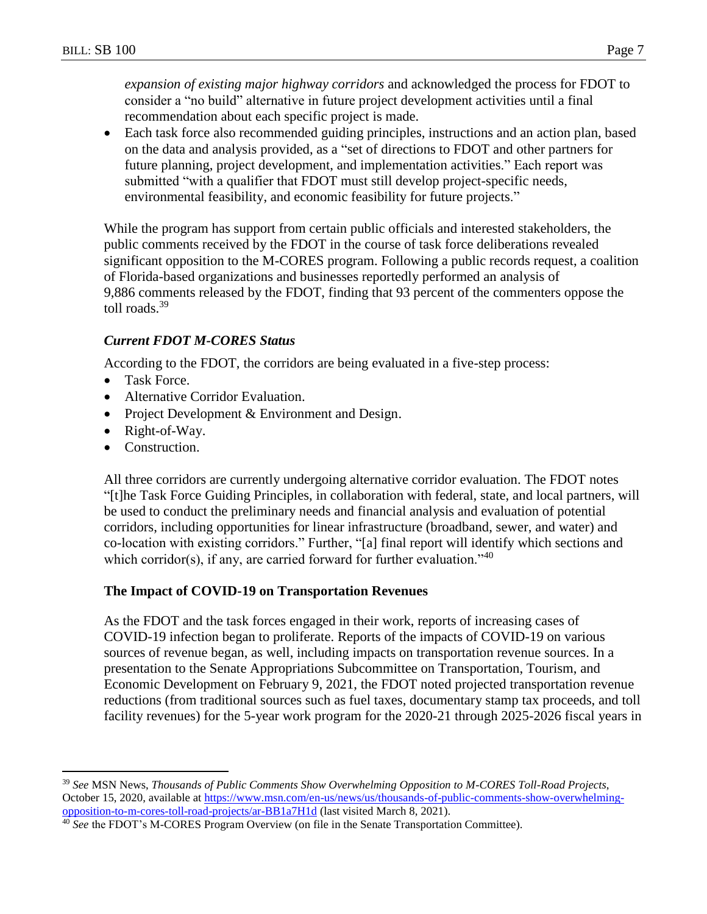*expansion of existing major highway corridors* and acknowledged the process for FDOT to consider a "no build" alternative in future project development activities until a final recommendation about each specific project is made.

- Each task force also recommended guiding principles, instructions and an action plan, based on the data and analysis provided, as a "set of directions to FDOT and other partners for future planning, project development, and implementation activities." Each report was submitted "with a qualifier that FDOT must still develop project-specific needs, environmental feasibility, and economic feasibility for future projects."

While the program has support from certain public officials and interested stakeholders, the public comments received by the FDOT in the course of task force deliberations revealed significant opposition to the M-CORES program. Following a public records request, a coalition of Florida-based organizations and businesses reportedly performed an analysis of 9,886 comments released by the FDOT, finding that 93 percent of the commenters oppose the toll roads.[39]

### *Current FDOT M-CORES Status*

According to the FDOT, the corridors are being evaluated in a five-step process:

- Task Force.
- Alternative Corridor Evaluation.
- Project Development & Environment and Design.
- Right-of-Way.
- Construction.

All three corridors are currently undergoing alternative corridor evaluation. The FDOT notes "[t]he Task Force Guiding Principles, in collaboration with federal, state, and local partners, will be used to conduct the preliminary needs and financial analysis and evaluation of potential corridors, including opportunities for linear infrastructure (broadband, sewer, and water) and co-location with existing corridors." Further, "[a] final report will identify which sections and which corridor(s), if any, are carried forward for further evaluation."[40]

### The Impact of COVID-19 on Transportation Revenues

As the FDOT and the task forces engaged in their work, reports of increasing cases of COVID-19 infection began to proliferate. Reports of the impacts of COVID-19 on various sources of revenue began, as well, including impacts on transportation revenue sources. In a presentation to the Senate Appropriations Subcommittee on Transportation, Tourism, and Economic Development on February 9, 2021, the FDOT noted projected transportation revenue reductions (from traditional sources such as fuel taxes, documentary stamp tax proceeds, and toll facility revenues) for the 5-year work program for the 2020-21 through 2025-2026 fiscal years in

---

[39] *See* MSN News, *Thousands of Public Comments Show Overwhelming Opposition to M-CORES Toll-Road Projects*, October 15, 2020, available at https://www.msn.com/en-us/news/us/thousands-of-public-comments-show-overwhelming-opposition-to-m-cores-toll-road-projects/ar-BB1a7H1d (last visited March 8, 2021).

[40] *See* the FDOT's M-CORES Program Overview (on file in the Senate Transportation Committee).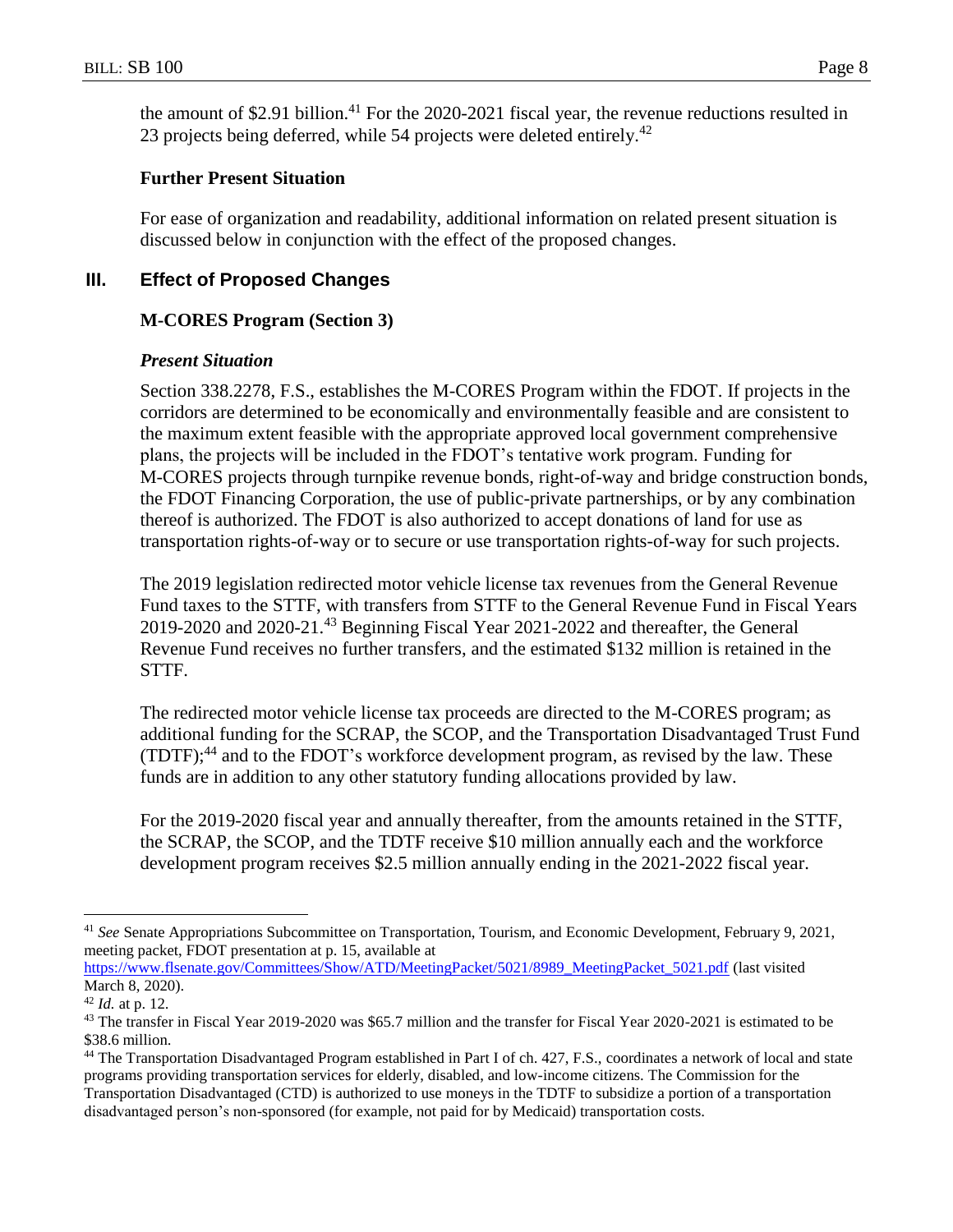the amount of $2.91 billion.[41] For the 2020-2021 fiscal year, the revenue reductions resulted in 23 projects being deferred, while 54 projects were deleted entirely.[42]

**Further Present Situation**

For ease of organization and readability, additional information on related present situation is discussed below in conjunction with the effect of the proposed changes.

## III. Effect of Proposed Changes

**M-CORES Program (Section 3)**

***Present Situation***

Section 338.2278, F.S., establishes the M-CORES Program within the FDOT. If projects in the corridors are determined to be economically and environmentally feasible and are consistent to the maximum extent feasible with the appropriate approved local government comprehensive plans, the projects will be included in the FDOT's tentative work program. Funding for M-CORES projects through turnpike revenue bonds, right-of-way and bridge construction bonds, the FDOT Financing Corporation, the use of public-private partnerships, or by any combination thereof is authorized. The FDOT is also authorized to accept donations of land for use as transportation rights-of-way or to secure or use transportation rights-of-way for such projects.

The 2019 legislation redirected motor vehicle license tax revenues from the General Revenue Fund taxes to the STTF, with transfers from STTF to the General Revenue Fund in Fiscal Years 2019-2020 and 2020-21.[43] Beginning Fiscal Year 2021-2022 and thereafter, the General Revenue Fund receives no further transfers, and the estimated $132 million is retained in the STTF.

The redirected motor vehicle license tax proceeds are directed to the M-CORES program; as additional funding for the SCRAP, the SCOP, and the Transportation Disadvantaged Trust Fund (TDTF);[44] and to the FDOT's workforce development program, as revised by the law. These funds are in addition to any other statutory funding allocations provided by law.

For the 2019-2020 fiscal year and annually thereafter, from the amounts retained in the STTF, the SCRAP, the SCOP, and the TDTF receive $10 million annually each and the workforce development program receives $2.5 million annually ending in the 2021-2022 fiscal year.

---

[41] *See* Senate Appropriations Subcommittee on Transportation, Tourism, and Economic Development, February 9, 2021, meeting packet, FDOT presentation at p. 15, available at https://www.flsenate.gov/Committees/Show/ATD/MeetingPacket/5021/8989_MeetingPacket_5021.pdf (last visited March 8, 2020).

[42] *Id.* at p. 12.

[43] The transfer in Fiscal Year 2019-2020 was $65.7 million and the transfer for Fiscal Year 2020-2021 is estimated to be $38.6 million.

[44] The Transportation Disadvantaged Program established in Part I of ch. 427, F.S., coordinates a network of local and state programs providing transportation services for elderly, disabled, and low-income citizens. The Commission for the Transportation Disadvantaged (CTD) is authorized to use moneys in the TDTF to subsidize a portion of a transportation disadvantaged person's non-sponsored (for example, not paid for by Medicaid) transportation costs.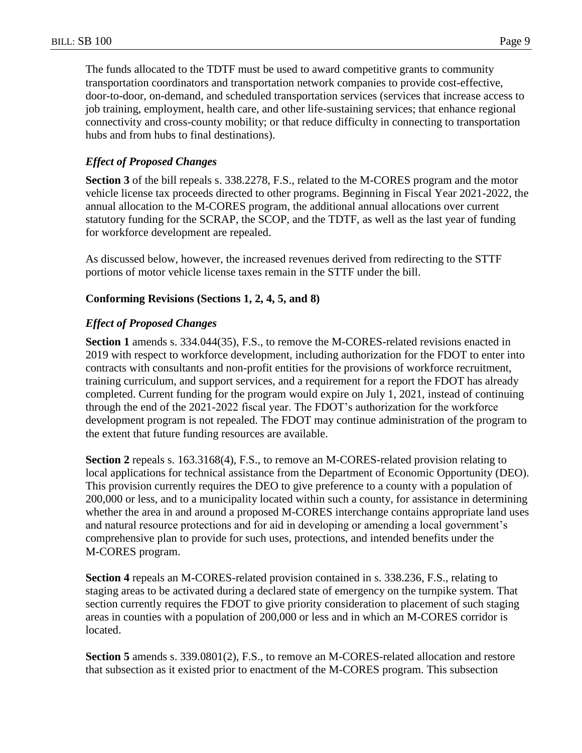The funds allocated to the TDTF must be used to award competitive grants to community transportation coordinators and transportation network companies to provide cost-effective, door-to-door, on-demand, and scheduled transportation services (services that increase access to job training, employment, health care, and other life-sustaining services; that enhance regional connectivity and cross-county mobility; or that reduce difficulty in connecting to transportation hubs and from hubs to final destinations).

*Effect of Proposed Changes*

**Section 3** of the bill repeals s. 338.2278, F.S., related to the M-CORES program and the motor vehicle license tax proceeds directed to other programs. Beginning in Fiscal Year 2021-2022, the annual allocation to the M-CORES program, the additional annual allocations over current statutory funding for the SCRAP, the SCOP, and the TDTF, as well as the last year of funding for workforce development are repealed.

As discussed below, however, the increased revenues derived from redirecting to the STTF portions of motor vehicle license taxes remain in the STTF under the bill.

**Conforming Revisions (Sections 1, 2, 4, 5, and 8)**

*Effect of Proposed Changes*

**Section 1** amends s. 334.044(35), F.S., to remove the M-CORES-related revisions enacted in 2019 with respect to workforce development, including authorization for the FDOT to enter into contracts with consultants and non-profit entities for the provisions of workforce recruitment, training curriculum, and support services, and a requirement for a report the FDOT has already completed. Current funding for the program would expire on July 1, 2021, instead of continuing through the end of the 2021-2022 fiscal year. The FDOT's authorization for the workforce development program is not repealed. The FDOT may continue administration of the program to the extent that future funding resources are available.

**Section 2** repeals s. 163.3168(4), F.S., to remove an M-CORES-related provision relating to local applications for technical assistance from the Department of Economic Opportunity (DEO). This provision currently requires the DEO to give preference to a county with a population of 200,000 or less, and to a municipality located within such a county, for assistance in determining whether the area in and around a proposed M-CORES interchange contains appropriate land uses and natural resource protections and for aid in developing or amending a local government's comprehensive plan to provide for such uses, protections, and intended benefits under the M-CORES program.

**Section 4** repeals an M-CORES-related provision contained in s. 338.236, F.S., relating to staging areas to be activated during a declared state of emergency on the turnpike system. That section currently requires the FDOT to give priority consideration to placement of such staging areas in counties with a population of 200,000 or less and in which an M-CORES corridor is located.

**Section 5** amends s. 339.0801(2), F.S., to remove an M-CORES-related allocation and restore that subsection as it existed prior to enactment of the M-CORES program. This subsection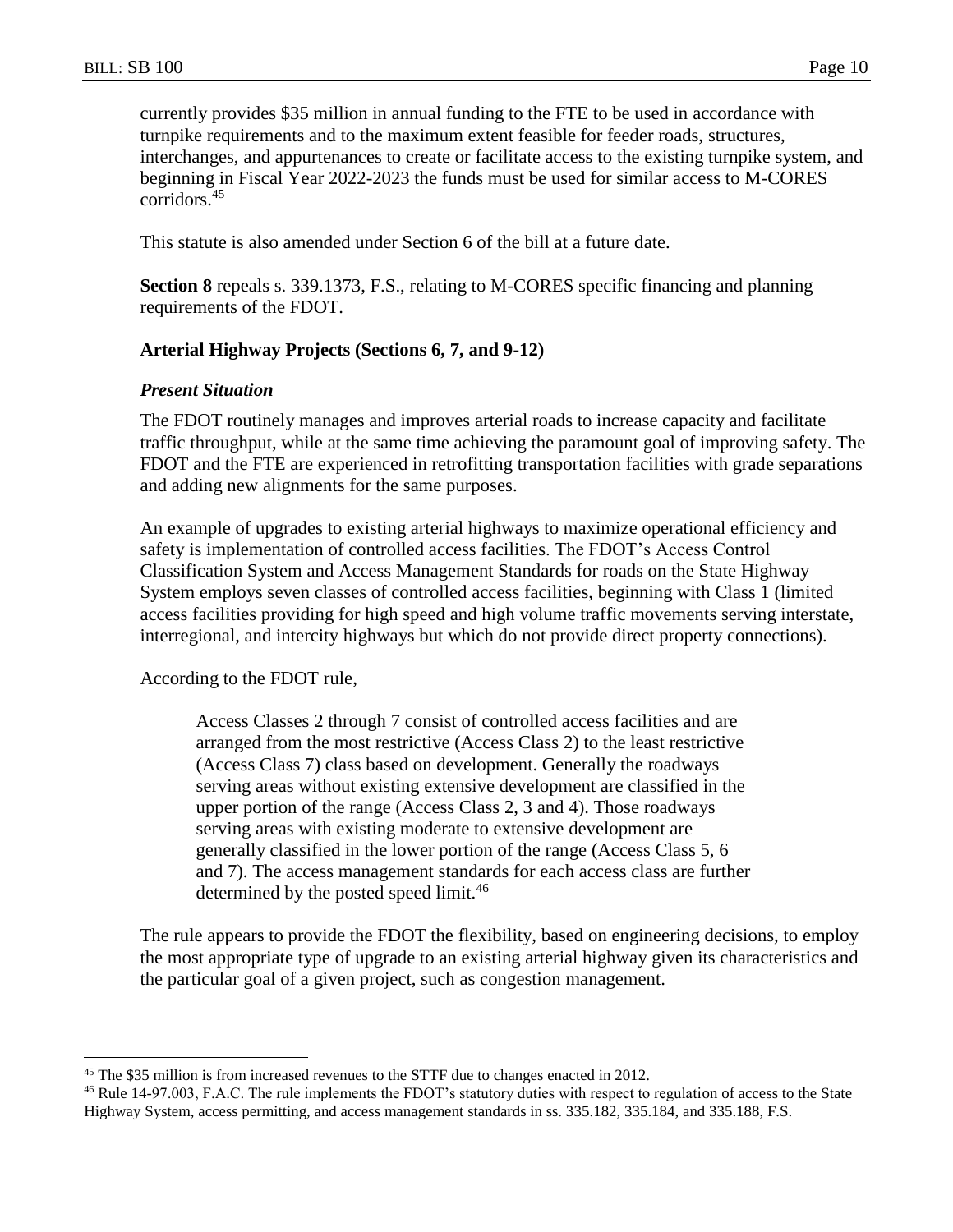currently provides \$35 million in annual funding to the FTE to be used in accordance with turnpike requirements and to the maximum extent feasible for feeder roads, structures, interchanges, and appurtenances to create or facilitate access to the existing turnpike system, and beginning in Fiscal Year 2022-2023 the funds must be used for similar access to M-CORES corridors.[45]

This statute is also amended under Section 6 of the bill at a future date.

**Section 8** repeals s. 339.1373, F.S., relating to M-CORES specific financing and planning requirements of the FDOT.

### Arterial Highway Projects (Sections 6, 7, and 9-12)

#### *Present Situation*

The FDOT routinely manages and improves arterial roads to increase capacity and facilitate traffic throughput, while at the same time achieving the paramount goal of improving safety. The FDOT and the FTE are experienced in retrofitting transportation facilities with grade separations and adding new alignments for the same purposes.

An example of upgrades to existing arterial highways to maximize operational efficiency and safety is implementation of controlled access facilities. The FDOT's Access Control Classification System and Access Management Standards for roads on the State Highway System employs seven classes of controlled access facilities, beginning with Class 1 (limited access facilities providing for high speed and high volume traffic movements serving interstate, interregional, and intercity highways but which do not provide direct property connections).

According to the FDOT rule,

> Access Classes 2 through 7 consist of controlled access facilities and are arranged from the most restrictive (Access Class 2) to the least restrictive (Access Class 7) class based on development. Generally the roadways serving areas without existing extensive development are classified in the upper portion of the range (Access Class 2, 3 and 4). Those roadways serving areas with existing moderate to extensive development are generally classified in the lower portion of the range (Access Class 5, 6 and 7). The access management standards for each access class are further determined by the posted speed limit.[46]

The rule appears to provide the FDOT the flexibility, based on engineering decisions, to employ the most appropriate type of upgrade to an existing arterial highway given its characteristics and the particular goal of a given project, such as congestion management.

---

[45] The \$35 million is from increased revenues to the STTF due to changes enacted in 2012.

[46] Rule 14-97.003, F.A.C. The rule implements the FDOT's statutory duties with respect to regulation of access to the State Highway System, access permitting, and access management standards in ss. 335.182, 335.184, and 335.188, F.S.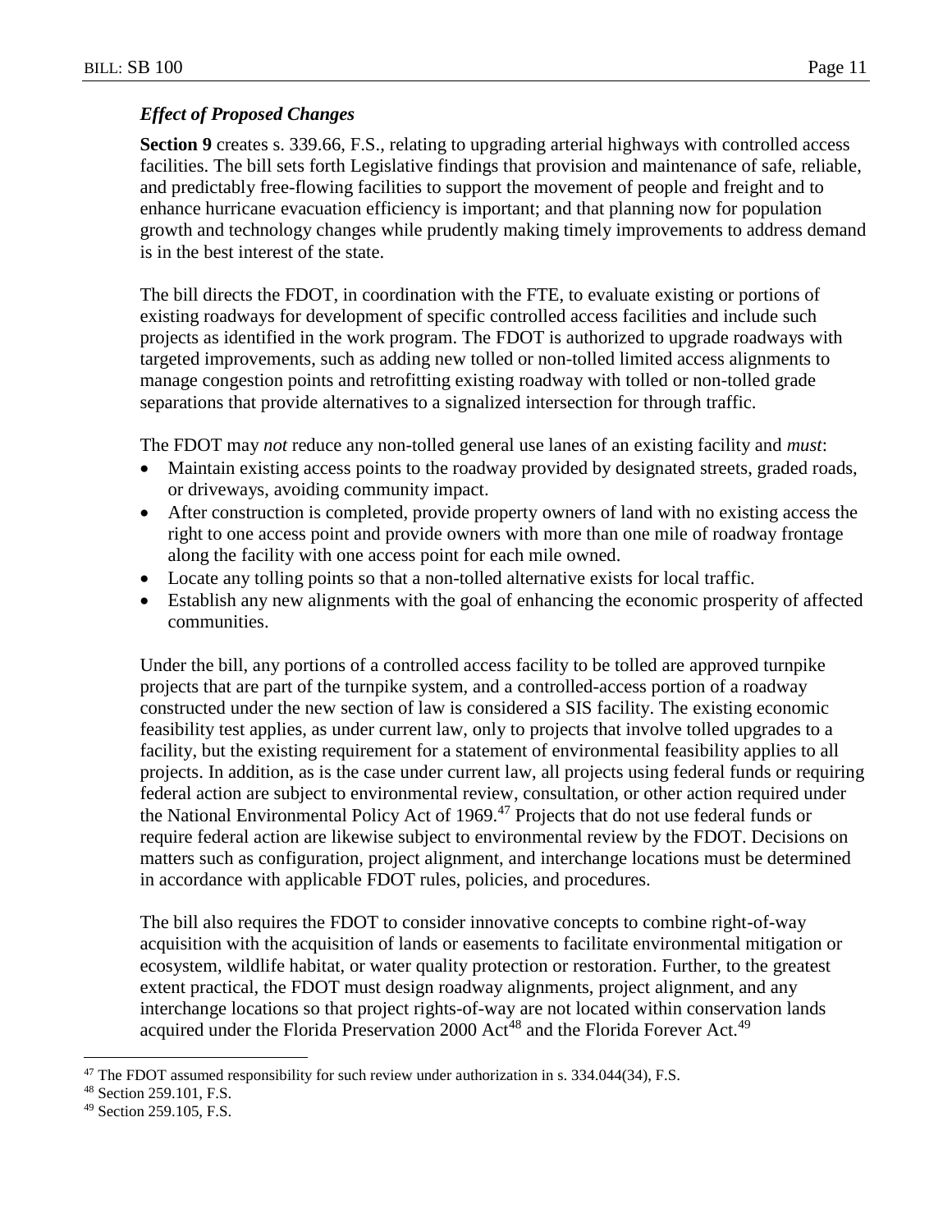### *Effect of Proposed Changes*

**Section 9** creates s. 339.66, F.S., relating to upgrading arterial highways with controlled access facilities. The bill sets forth Legislative findings that provision and maintenance of safe, reliable, and predictably free-flowing facilities to support the movement of people and freight and to enhance hurricane evacuation efficiency is important; and that planning now for population growth and technology changes while prudently making timely improvements to address demand is in the best interest of the state.

The bill directs the FDOT, in coordination with the FTE, to evaluate existing or portions of existing roadways for development of specific controlled access facilities and include such projects as identified in the work program. The FDOT is authorized to upgrade roadways with targeted improvements, such as adding new tolled or non-tolled limited access alignments to manage congestion points and retrofitting existing roadway with tolled or non-tolled grade separations that provide alternatives to a signalized intersection for through traffic.

The FDOT may *not* reduce any non-tolled general use lanes of an existing facility and *must*:

- Maintain existing access points to the roadway provided by designated streets, graded roads, or driveways, avoiding community impact.
- After construction is completed, provide property owners of land with no existing access the right to one access point and provide owners with more than one mile of roadway frontage along the facility with one access point for each mile owned.
- Locate any tolling points so that a non-tolled alternative exists for local traffic.
- Establish any new alignments with the goal of enhancing the economic prosperity of affected communities.

Under the bill, any portions of a controlled access facility to be tolled are approved turnpike projects that are part of the turnpike system, and a controlled-access portion of a roadway constructed under the new section of law is considered a SIS facility. The existing economic feasibility test applies, as under current law, only to projects that involve tolled upgrades to a facility, but the existing requirement for a statement of environmental feasibility applies to all projects. In addition, as is the case under current law, all projects using federal funds or requiring federal action are subject to environmental review, consultation, or other action required under the National Environmental Policy Act of 1969.[47] Projects that do not use federal funds or require federal action are likewise subject to environmental review by the FDOT. Decisions on matters such as configuration, project alignment, and interchange locations must be determined in accordance with applicable FDOT rules, policies, and procedures.

The bill also requires the FDOT to consider innovative concepts to combine right-of-way acquisition with the acquisition of lands or easements to facilitate environmental mitigation or ecosystem, wildlife habitat, or water quality protection or restoration. Further, to the greatest extent practical, the FDOT must design roadway alignments, project alignment, and any interchange locations so that project rights-of-way are not located within conservation lands acquired under the Florida Preservation 2000 Act[48] and the Florida Forever Act.[49]

---

[47] The FDOT assumed responsibility for such review under authorization in s. 334.044(34), F.S.

[48] Section 259.101, F.S.

[49] Section 259.105, F.S.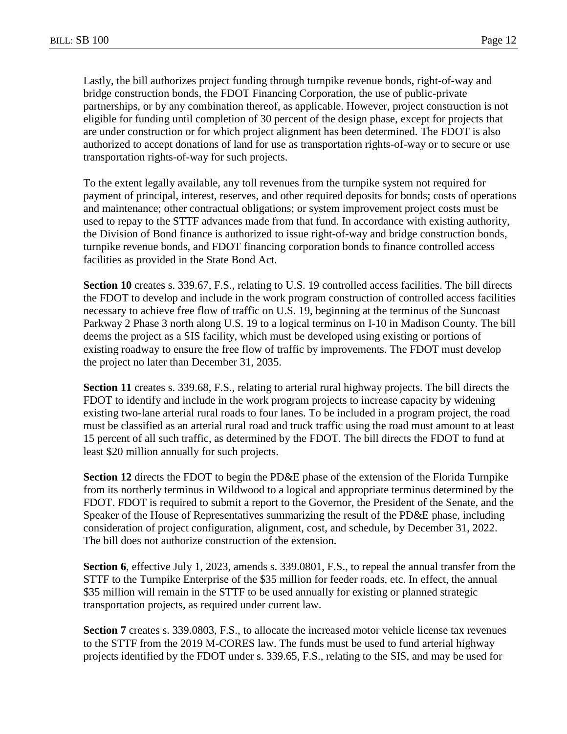Lastly, the bill authorizes project funding through turnpike revenue bonds, right-of-way and bridge construction bonds, the FDOT Financing Corporation, the use of public-private partnerships, or by any combination thereof, as applicable. However, project construction is not eligible for funding until completion of 30 percent of the design phase, except for projects that are under construction or for which project alignment has been determined. The FDOT is also authorized to accept donations of land for use as transportation rights-of-way or to secure or use transportation rights-of-way for such projects.

To the extent legally available, any toll revenues from the turnpike system not required for payment of principal, interest, reserves, and other required deposits for bonds; costs of operations and maintenance; other contractual obligations; or system improvement project costs must be used to repay to the STTF advances made from that fund. In accordance with existing authority, the Division of Bond finance is authorized to issue right-of-way and bridge construction bonds, turnpike revenue bonds, and FDOT financing corporation bonds to finance controlled access facilities as provided in the State Bond Act.

**Section 10** creates s. 339.67, F.S., relating to U.S. 19 controlled access facilities. The bill directs the FDOT to develop and include in the work program construction of controlled access facilities necessary to achieve free flow of traffic on U.S. 19, beginning at the terminus of the Suncoast Parkway 2 Phase 3 north along U.S. 19 to a logical terminus on I-10 in Madison County. The bill deems the project as a SIS facility, which must be developed using existing or portions of existing roadway to ensure the free flow of traffic by improvements. The FDOT must develop the project no later than December 31, 2035.

**Section 11** creates s. 339.68, F.S., relating to arterial rural highway projects. The bill directs the FDOT to identify and include in the work program projects to increase capacity by widening existing two-lane arterial rural roads to four lanes. To be included in a program project, the road must be classified as an arterial rural road and truck traffic using the road must amount to at least 15 percent of all such traffic, as determined by the FDOT. The bill directs the FDOT to fund at least $20 million annually for such projects.

**Section 12** directs the FDOT to begin the PD&E phase of the extension of the Florida Turnpike from its northerly terminus in Wildwood to a logical and appropriate terminus determined by the FDOT. FDOT is required to submit a report to the Governor, the President of the Senate, and the Speaker of the House of Representatives summarizing the result of the PD&E phase, including consideration of project configuration, alignment, cost, and schedule, by December 31, 2022. The bill does not authorize construction of the extension.

**Section 6**, effective July 1, 2023, amends s. 339.0801, F.S., to repeal the annual transfer from the STTF to the Turnpike Enterprise of the $35 million for feeder roads, etc. In effect, the annual $35 million will remain in the STTF to be used annually for existing or planned strategic transportation projects, as required under current law.

**Section 7** creates s. 339.0803, F.S., to allocate the increased motor vehicle license tax revenues to the STTF from the 2019 M-CORES law. The funds must be used to fund arterial highway projects identified by the FDOT under s. 339.65, F.S., relating to the SIS, and may be used for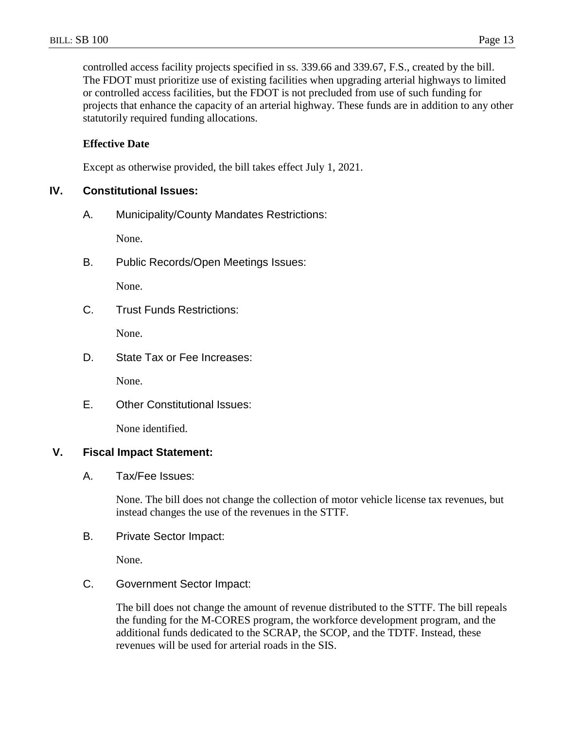controlled access facility projects specified in ss. 339.66 and 339.67, F.S., created by the bill. The FDOT must prioritize use of existing facilities when upgrading arterial highways to limited or controlled access facilities, but the FDOT is not precluded from use of such funding for projects that enhance the capacity of an arterial highway. These funds are in addition to any other statutorily required funding allocations.

**Effective Date**

Except as otherwise provided, the bill takes effect July 1, 2021.

## IV. Constitutional Issues:

### A. Municipality/County Mandates Restrictions:

None.

### B. Public Records/Open Meetings Issues:

None.

### C. Trust Funds Restrictions:

None.

### D. State Tax or Fee Increases:

None.

### E. Other Constitutional Issues:

None identified.

## V. Fiscal Impact Statement:

### A. Tax/Fee Issues:

None. The bill does not change the collection of motor vehicle license tax revenues, but instead changes the use of the revenues in the STTF.

### B. Private Sector Impact:

None.

### C. Government Sector Impact:

The bill does not change the amount of revenue distributed to the STTF. The bill repeals the funding for the M-CORES program, the workforce development program, and the additional funds dedicated to the SCRAP, the SCOP, and the TDTF. Instead, these revenues will be used for arterial roads in the SIS.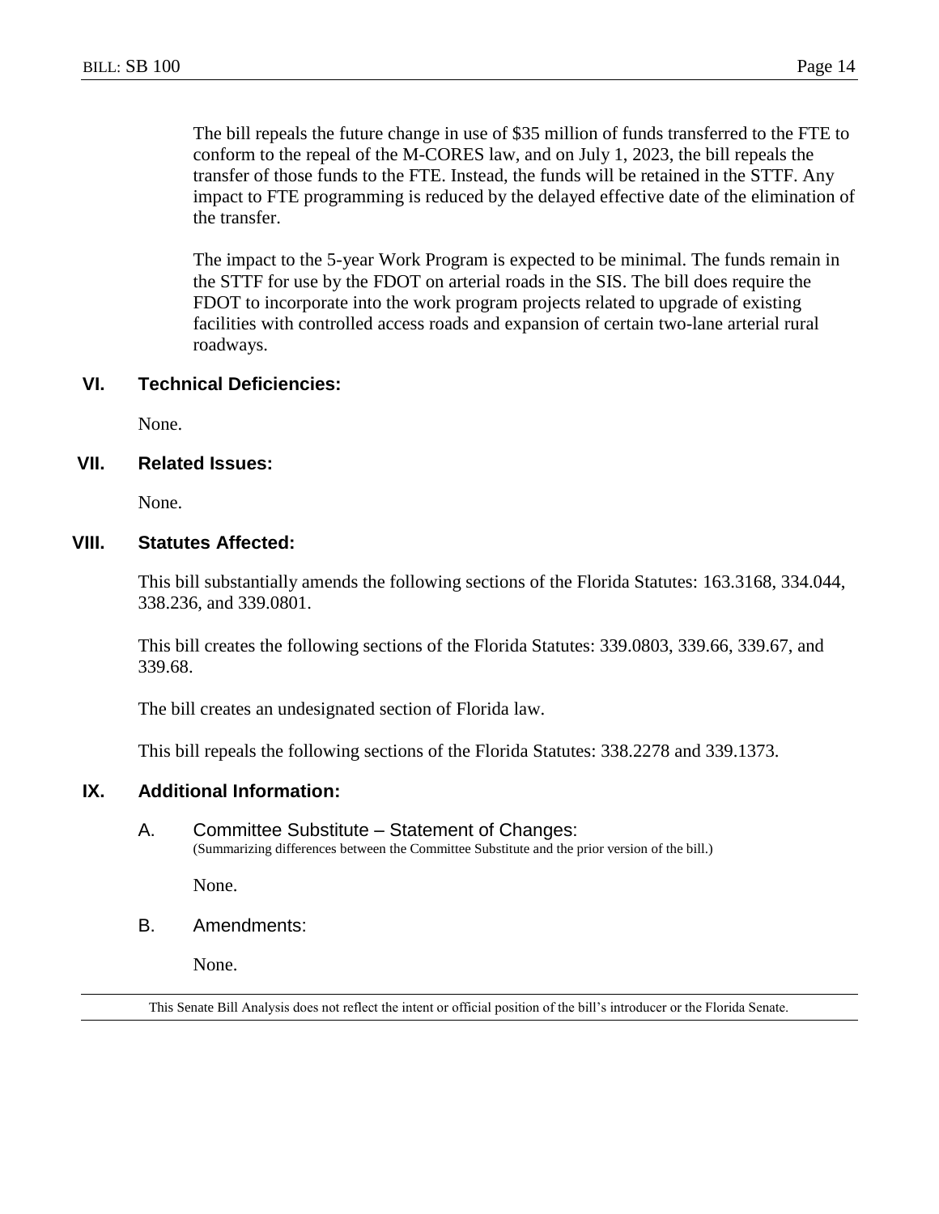The bill repeals the future change in use of $35 million of funds transferred to the FTE to conform to the repeal of the M-CORES law, and on July 1, 2023, the bill repeals the transfer of those funds to the FTE. Instead, the funds will be retained in the STTF. Any impact to FTE programming is reduced by the delayed effective date of the elimination of the transfer.

The impact to the 5-year Work Program is expected to be minimal. The funds remain in the STTF for use by the FDOT on arterial roads in the SIS. The bill does require the FDOT to incorporate into the work program projects related to upgrade of existing facilities with controlled access roads and expansion of certain two-lane arterial rural roadways.

## VI. Technical Deficiencies:

None.

## VII. Related Issues:

None.

## VIII. Statutes Affected:

This bill substantially amends the following sections of the Florida Statutes: 163.3168, 334.044, 338.236, and 339.0801.

This bill creates the following sections of the Florida Statutes: 339.0803, 339.66, 339.67, and 339.68.

The bill creates an undesignated section of Florida law.

This bill repeals the following sections of the Florida Statutes: 338.2278 and 339.1373.

## IX. Additional Information:

### A. Committee Substitute – Statement of Changes:

(Summarizing differences between the Committee Substitute and the prior version of the bill.)

None.

### B. Amendments:

None.

This Senate Bill Analysis does not reflect the intent or official position of the bill's introducer or the Florida Senate.